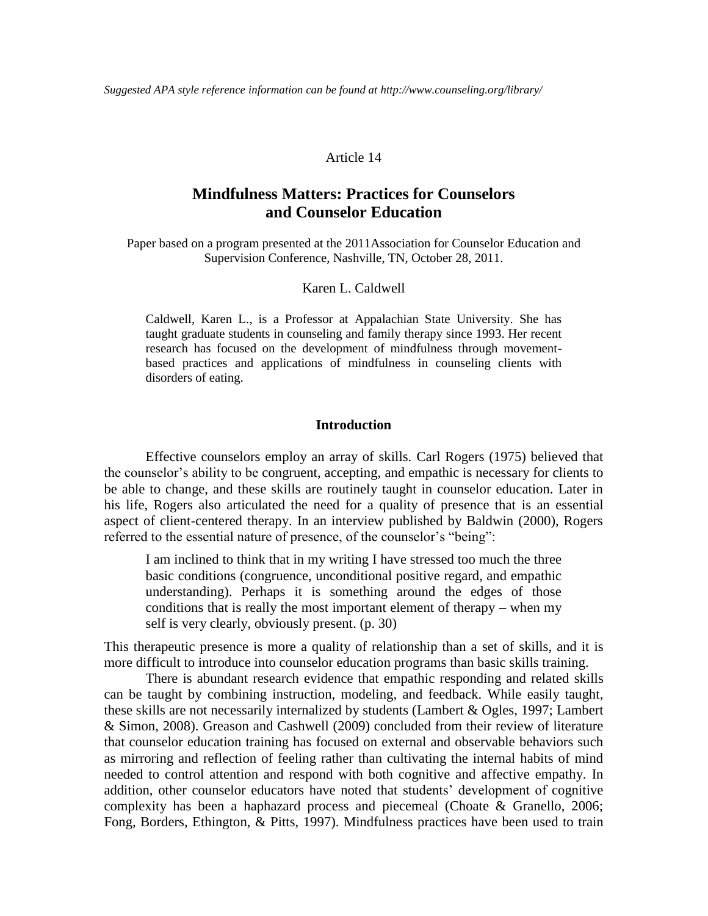*Suggested APA style reference information can be found at http://www.counseling.org/library/*

Article 14

# Mindfulness Matters: Practices for Counselors and Counselor Education

Paper based on a program presented at the 2011Association for Counselor Education and Supervision Conference, Nashville, TN, October 28, 2011.

Karen L. Caldwell

> Caldwell, Karen L., is a Professor at Appalachian State University. She has taught graduate students in counseling and family therapy since 1993. Her recent research has focused on the development of mindfulness through movement-based practices and applications of mindfulness in counseling clients with disorders of eating.

## Introduction

Effective counselors employ an array of skills. Carl Rogers (1975) believed that the counselor's ability to be congruent, accepting, and empathic is necessary for clients to be able to change, and these skills are routinely taught in counselor education. Later in his life, Rogers also articulated the need for a quality of presence that is an essential aspect of client-centered therapy. In an interview published by Baldwin (2000), Rogers referred to the essential nature of presence, of the counselor's "being":

> I am inclined to think that in my writing I have stressed too much the three basic conditions (congruence, unconditional positive regard, and empathic understanding). Perhaps it is something around the edges of those conditions that is really the most important element of therapy – when my self is very clearly, obviously present. (p. 30)

This therapeutic presence is more a quality of relationship than a set of skills, and it is more difficult to introduce into counselor education programs than basic skills training.

There is abundant research evidence that empathic responding and related skills can be taught by combining instruction, modeling, and feedback. While easily taught, these skills are not necessarily internalized by students (Lambert & Ogles, 1997; Lambert & Simon, 2008). Greason and Cashwell (2009) concluded from their review of literature that counselor education training has focused on external and observable behaviors such as mirroring and reflection of feeling rather than cultivating the internal habits of mind needed to control attention and respond with both cognitive and affective empathy. In addition, other counselor educators have noted that students' development of cognitive complexity has been a haphazard process and piecemeal (Choate & Granello, 2006; Fong, Borders, Ethington, & Pitts, 1997). Mindfulness practices have been used to train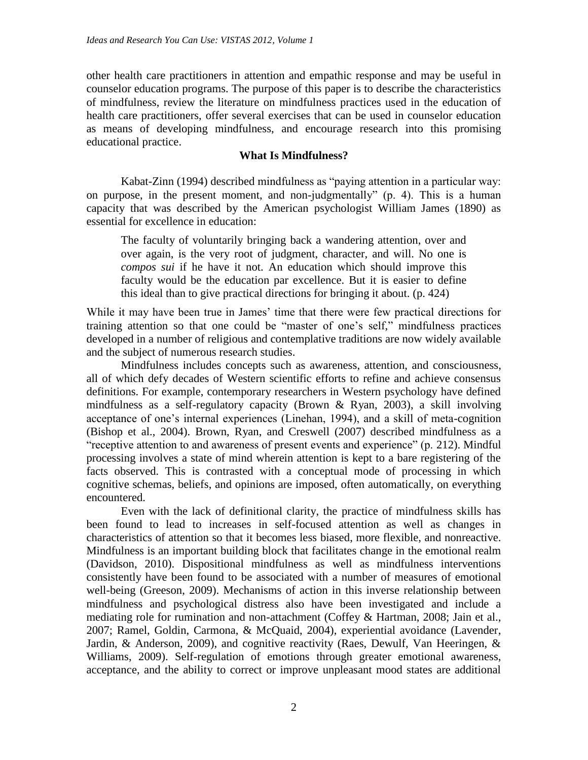other health care practitioners in attention and empathic response and may be useful in counselor education programs. The purpose of this paper is to describe the characteristics of mindfulness, review the literature on mindfulness practices used in the education of health care practitioners, offer several exercises that can be used in counselor education as means of developing mindfulness, and encourage research into this promising educational practice.

## What Is Mindfulness?

Kabat-Zinn (1994) described mindfulness as "paying attention in a particular way: on purpose, in the present moment, and non-judgmentally" (p. 4). This is a human capacity that was described by the American psychologist William James (1890) as essential for excellence in education:

> The faculty of voluntarily bringing back a wandering attention, over and over again, is the very root of judgment, character, and will. No one is *compos sui* if he have it not. An education which should improve this faculty would be the education par excellence. But it is easier to define this ideal than to give practical directions for bringing it about. (p. 424)

While it may have been true in James' time that there were few practical directions for training attention so that one could be "master of one's self," mindfulness practices developed in a number of religious and contemplative traditions are now widely available and the subject of numerous research studies.

Mindfulness includes concepts such as awareness, attention, and consciousness, all of which defy decades of Western scientific efforts to refine and achieve consensus definitions. For example, contemporary researchers in Western psychology have defined mindfulness as a self-regulatory capacity (Brown & Ryan, 2003), a skill involving acceptance of one's internal experiences (Linehan, 1994), and a skill of meta-cognition (Bishop et al., 2004). Brown, Ryan, and Creswell (2007) described mindfulness as a "receptive attention to and awareness of present events and experience" (p. 212). Mindful processing involves a state of mind wherein attention is kept to a bare registering of the facts observed. This is contrasted with a conceptual mode of processing in which cognitive schemas, beliefs, and opinions are imposed, often automatically, on everything encountered.

Even with the lack of definitional clarity, the practice of mindfulness skills has been found to lead to increases in self-focused attention as well as changes in characteristics of attention so that it becomes less biased, more flexible, and nonreactive. Mindfulness is an important building block that facilitates change in the emotional realm (Davidson, 2010). Dispositional mindfulness as well as mindfulness interventions consistently have been found to be associated with a number of measures of emotional well-being (Greeson, 2009). Mechanisms of action in this inverse relationship between mindfulness and psychological distress also have been investigated and include a mediating role for rumination and non-attachment (Coffey & Hartman, 2008; Jain et al., 2007; Ramel, Goldin, Carmona, & McQuaid, 2004), experiential avoidance (Lavender, Jardin, & Anderson, 2009), and cognitive reactivity (Raes, Dewulf, Van Heeringen, & Williams, 2009). Self-regulation of emotions through greater emotional awareness, acceptance, and the ability to correct or improve unpleasant mood states are additional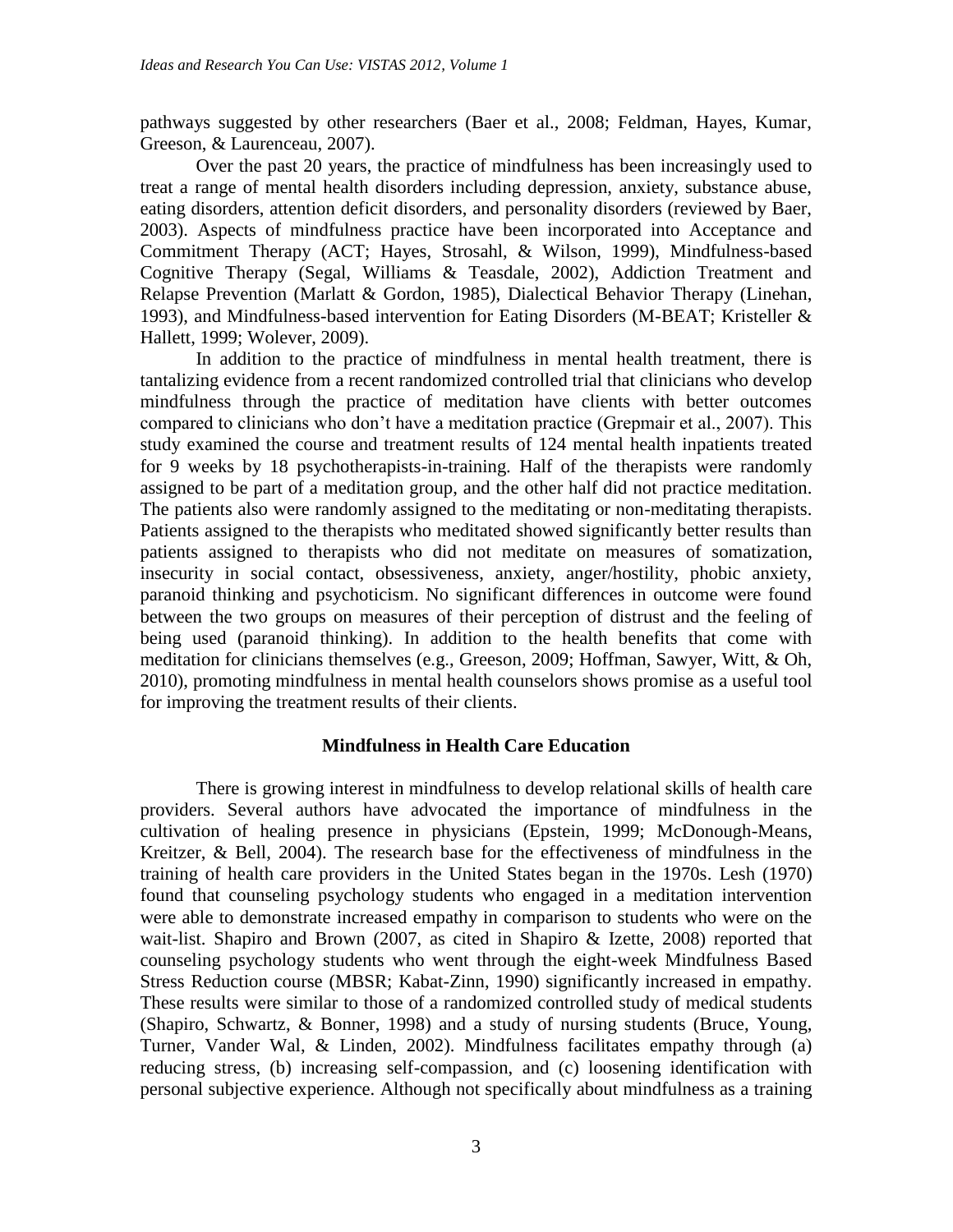pathways suggested by other researchers (Baer et al., 2008; Feldman, Hayes, Kumar, Greeson, & Laurenceau, 2007).

Over the past 20 years, the practice of mindfulness has been increasingly used to treat a range of mental health disorders including depression, anxiety, substance abuse, eating disorders, attention deficit disorders, and personality disorders (reviewed by Baer, 2003). Aspects of mindfulness practice have been incorporated into Acceptance and Commitment Therapy (ACT; Hayes, Strosahl, & Wilson, 1999), Mindfulness-based Cognitive Therapy (Segal, Williams & Teasdale, 2002), Addiction Treatment and Relapse Prevention (Marlatt & Gordon, 1985), Dialectical Behavior Therapy (Linehan, 1993), and Mindfulness-based intervention for Eating Disorders (M-BEAT; Kristeller & Hallett, 1999; Wolever, 2009).

In addition to the practice of mindfulness in mental health treatment, there is tantalizing evidence from a recent randomized controlled trial that clinicians who develop mindfulness through the practice of meditation have clients with better outcomes compared to clinicians who don't have a meditation practice (Grepmair et al., 2007). This study examined the course and treatment results of 124 mental health inpatients treated for 9 weeks by 18 psychotherapists-in-training. Half of the therapists were randomly assigned to be part of a meditation group, and the other half did not practice meditation. The patients also were randomly assigned to the meditating or non-meditating therapists. Patients assigned to the therapists who meditated showed significantly better results than patients assigned to therapists who did not meditate on measures of somatization, insecurity in social contact, obsessiveness, anxiety, anger/hostility, phobic anxiety, paranoid thinking and psychoticism. No significant differences in outcome were found between the two groups on measures of their perception of distrust and the feeling of being used (paranoid thinking). In addition to the health benefits that come with meditation for clinicians themselves (e.g., Greeson, 2009; Hoffman, Sawyer, Witt, & Oh, 2010), promoting mindfulness in mental health counselors shows promise as a useful tool for improving the treatment results of their clients.

## Mindfulness in Health Care Education

There is growing interest in mindfulness to develop relational skills of health care providers. Several authors have advocated the importance of mindfulness in the cultivation of healing presence in physicians (Epstein, 1999; McDonough-Means, Kreitzer, & Bell, 2004). The research base for the effectiveness of mindfulness in the training of health care providers in the United States began in the 1970s. Lesh (1970) found that counseling psychology students who engaged in a meditation intervention were able to demonstrate increased empathy in comparison to students who were on the wait-list. Shapiro and Brown (2007, as cited in Shapiro & Izette, 2008) reported that counseling psychology students who went through the eight-week Mindfulness Based Stress Reduction course (MBSR; Kabat-Zinn, 1990) significantly increased in empathy. These results were similar to those of a randomized controlled study of medical students (Shapiro, Schwartz, & Bonner, 1998) and a study of nursing students (Bruce, Young, Turner, Vander Wal, & Linden, 2002). Mindfulness facilitates empathy through (a) reducing stress, (b) increasing self-compassion, and (c) loosening identification with personal subjective experience. Although not specifically about mindfulness as a training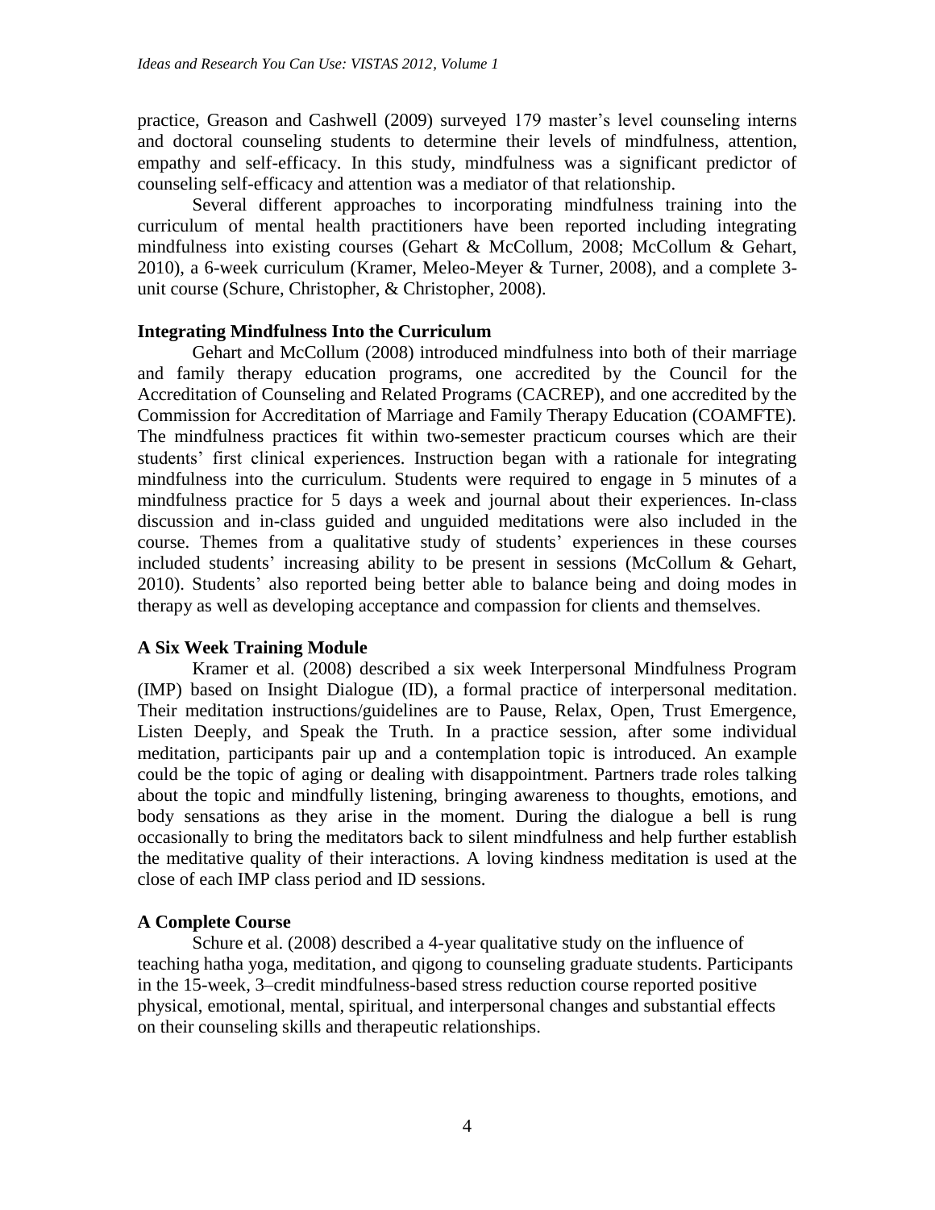practice, Greason and Cashwell (2009) surveyed 179 master's level counseling interns and doctoral counseling students to determine their levels of mindfulness, attention, empathy and self-efficacy. In this study, mindfulness was a significant predictor of counseling self-efficacy and attention was a mediator of that relationship.

Several different approaches to incorporating mindfulness training into the curriculum of mental health practitioners have been reported including integrating mindfulness into existing courses (Gehart & McCollum, 2008; McCollum & Gehart, 2010), a 6-week curriculum (Kramer, Meleo-Meyer & Turner, 2008), and a complete 3-unit course (Schure, Christopher, & Christopher, 2008).

### Integrating Mindfulness Into the Curriculum

Gehart and McCollum (2008) introduced mindfulness into both of their marriage and family therapy education programs, one accredited by the Council for the Accreditation of Counseling and Related Programs (CACREP), and one accredited by the Commission for Accreditation of Marriage and Family Therapy Education (COAMFTE). The mindfulness practices fit within two-semester practicum courses which are their students' first clinical experiences. Instruction began with a rationale for integrating mindfulness into the curriculum. Students were required to engage in 5 minutes of a mindfulness practice for 5 days a week and journal about their experiences. In-class discussion and in-class guided and unguided meditations were also included in the course. Themes from a qualitative study of students' experiences in these courses included students' increasing ability to be present in sessions (McCollum & Gehart, 2010). Students' also reported being better able to balance being and doing modes in therapy as well as developing acceptance and compassion for clients and themselves.

### A Six Week Training Module

Kramer et al. (2008) described a six week Interpersonal Mindfulness Program (IMP) based on Insight Dialogue (ID), a formal practice of interpersonal meditation. Their meditation instructions/guidelines are to Pause, Relax, Open, Trust Emergence, Listen Deeply, and Speak the Truth. In a practice session, after some individual meditation, participants pair up and a contemplation topic is introduced. An example could be the topic of aging or dealing with disappointment. Partners trade roles talking about the topic and mindfully listening, bringing awareness to thoughts, emotions, and body sensations as they arise in the moment. During the dialogue a bell is rung occasionally to bring the meditators back to silent mindfulness and help further establish the meditative quality of their interactions. A loving kindness meditation is used at the close of each IMP class period and ID sessions.

### A Complete Course

Schure et al. (2008) described a 4-year qualitative study on the influence of teaching hatha yoga, meditation, and qigong to counseling graduate students. Participants in the 15-week, 3–credit mindfulness-based stress reduction course reported positive physical, emotional, mental, spiritual, and interpersonal changes and substantial effects on their counseling skills and therapeutic relationships.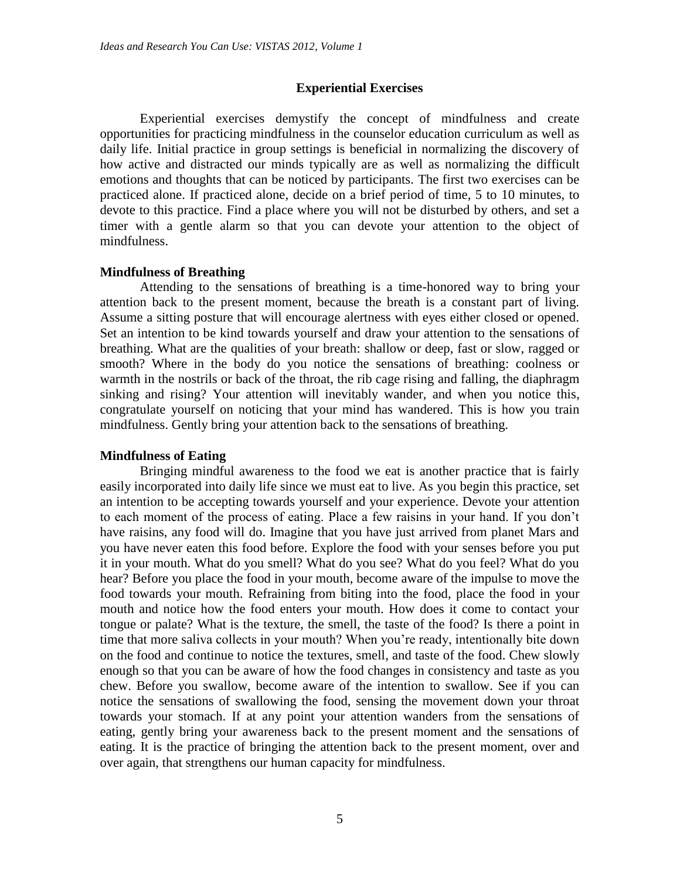## Experiential Exercises

Experiential exercises demystify the concept of mindfulness and create opportunities for practicing mindfulness in the counselor education curriculum as well as daily life. Initial practice in group settings is beneficial in normalizing the discovery of how active and distracted our minds typically are as well as normalizing the difficult emotions and thoughts that can be noticed by participants. The first two exercises can be practiced alone. If practiced alone, decide on a brief period of time, 5 to 10 minutes, to devote to this practice. Find a place where you will not be disturbed by others, and set a timer with a gentle alarm so that you can devote your attention to the object of mindfulness.

### Mindfulness of Breathing

Attending to the sensations of breathing is a time-honored way to bring your attention back to the present moment, because the breath is a constant part of living. Assume a sitting posture that will encourage alertness with eyes either closed or opened. Set an intention to be kind towards yourself and draw your attention to the sensations of breathing. What are the qualities of your breath: shallow or deep, fast or slow, ragged or smooth? Where in the body do you notice the sensations of breathing: coolness or warmth in the nostrils or back of the throat, the rib cage rising and falling, the diaphragm sinking and rising? Your attention will inevitably wander, and when you notice this, congratulate yourself on noticing that your mind has wandered. This is how you train mindfulness. Gently bring your attention back to the sensations of breathing.

### Mindfulness of Eating

Bringing mindful awareness to the food we eat is another practice that is fairly easily incorporated into daily life since we must eat to live. As you begin this practice, set an intention to be accepting towards yourself and your experience. Devote your attention to each moment of the process of eating. Place a few raisins in your hand. If you don't have raisins, any food will do. Imagine that you have just arrived from planet Mars and you have never eaten this food before. Explore the food with your senses before you put it in your mouth. What do you smell? What do you see? What do you feel? What do you hear? Before you place the food in your mouth, become aware of the impulse to move the food towards your mouth. Refraining from biting into the food, place the food in your mouth and notice how the food enters your mouth. How does it come to contact your tongue or palate? What is the texture, the smell, the taste of the food? Is there a point in time that more saliva collects in your mouth? When you're ready, intentionally bite down on the food and continue to notice the textures, smell, and taste of the food. Chew slowly enough so that you can be aware of how the food changes in consistency and taste as you chew. Before you swallow, become aware of the intention to swallow. See if you can notice the sensations of swallowing the food, sensing the movement down your throat towards your stomach. If at any point your attention wanders from the sensations of eating, gently bring your awareness back to the present moment and the sensations of eating. It is the practice of bringing the attention back to the present moment, over and over again, that strengthens our human capacity for mindfulness.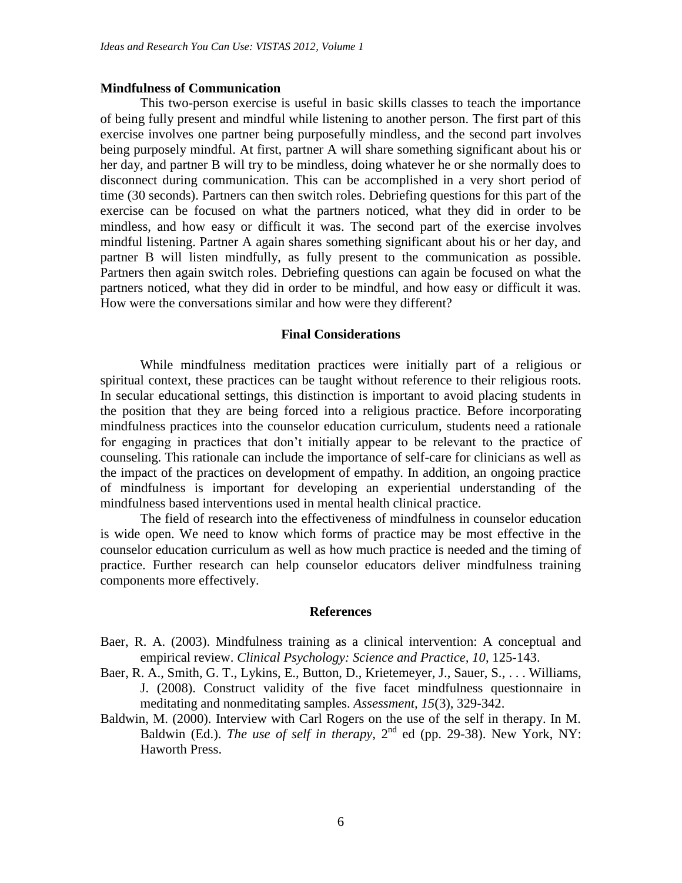**Mindfulness of Communication**

This two-person exercise is useful in basic skills classes to teach the importance of being fully present and mindful while listening to another person. The first part of this exercise involves one partner being purposefully mindless, and the second part involves being purposely mindful. At first, partner A will share something significant about his or her day, and partner B will try to be mindless, doing whatever he or she normally does to disconnect during communication. This can be accomplished in a very short period of time (30 seconds). Partners can then switch roles. Debriefing questions for this part of the exercise can be focused on what the partners noticed, what they did in order to be mindless, and how easy or difficult it was. The second part of the exercise involves mindful listening. Partner A again shares something significant about his or her day, and partner B will listen mindfully, as fully present to the communication as possible. Partners then again switch roles. Debriefing questions can again be focused on what the partners noticed, what they did in order to be mindful, and how easy or difficult it was. How were the conversations similar and how were they different?

## Final Considerations

While mindfulness meditation practices were initially part of a religious or spiritual context, these practices can be taught without reference to their religious roots. In secular educational settings, this distinction is important to avoid placing students in the position that they are being forced into a religious practice. Before incorporating mindfulness practices into the counselor education curriculum, students need a rationale for engaging in practices that don't initially appear to be relevant to the practice of counseling. This rationale can include the importance of self-care for clinicians as well as the impact of the practices on development of empathy. In addition, an ongoing practice of mindfulness is important for developing an experiential understanding of the mindfulness based interventions used in mental health clinical practice.

The field of research into the effectiveness of mindfulness in counselor education is wide open. We need to know which forms of practice may be most effective in the counselor education curriculum as well as how much practice is needed and the timing of practice. Further research can help counselor educators deliver mindfulness training components more effectively.

## References

Baer, R. A. (2003). Mindfulness training as a clinical intervention: A conceptual and empirical review. *Clinical Psychology: Science and Practice, 10*, 125-143.

Baer, R. A., Smith, G. T., Lykins, E., Button, D., Krietemeyer, J., Sauer, S., . . . Williams, J. (2008). Construct validity of the five facet mindfulness questionnaire in meditating and nonmeditating samples. *Assessment, 15*(3), 329-342.

Baldwin, M. (2000). Interview with Carl Rogers on the use of the self in therapy. In M. Baldwin (Ed.). *The use of self in therapy*, 2nd ed (pp. 29-38). New York, NY: Haworth Press.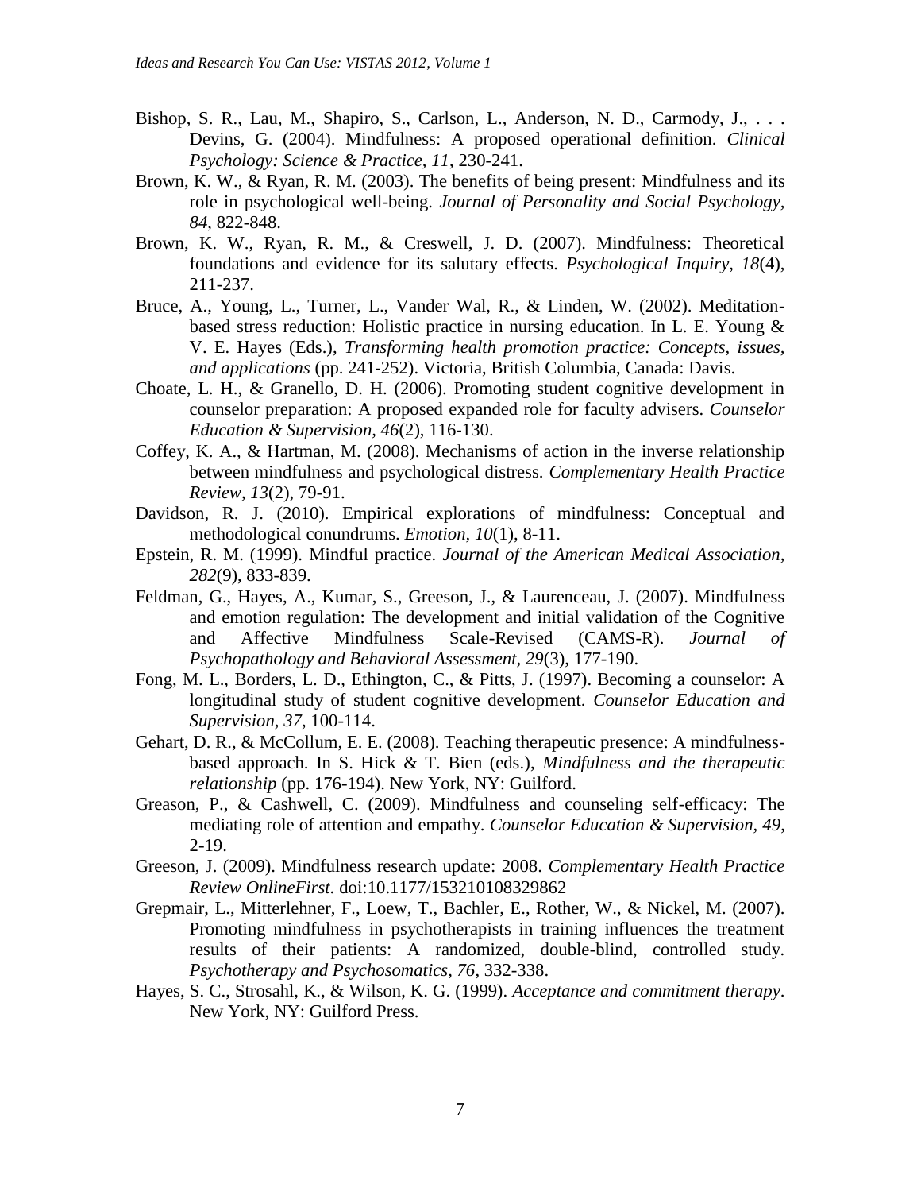Bishop, S. R., Lau, M., Shapiro, S., Carlson, L., Anderson, N. D., Carmody, J., . . . Devins, G. (2004). Mindfulness: A proposed operational definition. *Clinical Psychology: Science & Practice, 11*, 230-241.

Brown, K. W., & Ryan, R. M. (2003). The benefits of being present: Mindfulness and its role in psychological well-being. *Journal of Personality and Social Psychology, 84*, 822-848.

Brown, K. W., Ryan, R. M., & Creswell, J. D. (2007). Mindfulness: Theoretical foundations and evidence for its salutary effects. *Psychological Inquiry, 18*(4), 211-237.

Bruce, A., Young, L., Turner, L., Vander Wal, R., & Linden, W. (2002). Meditation-based stress reduction: Holistic practice in nursing education. In L. E. Young & V. E. Hayes (Eds.), *Transforming health promotion practice: Concepts, issues, and applications* (pp. 241-252). Victoria, British Columbia, Canada: Davis.

Choate, L. H., & Granello, D. H. (2006). Promoting student cognitive development in counselor preparation: A proposed expanded role for faculty advisers. *Counselor Education & Supervision, 46*(2), 116-130.

Coffey, K. A., & Hartman, M. (2008). Mechanisms of action in the inverse relationship between mindfulness and psychological distress. *Complementary Health Practice Review, 13*(2), 79-91.

Davidson, R. J. (2010). Empirical explorations of mindfulness: Conceptual and methodological conundrums. *Emotion, 10*(1), 8-11.

Epstein, R. M. (1999). Mindful practice. *Journal of the American Medical Association, 282*(9), 833-839.

Feldman, G., Hayes, A., Kumar, S., Greeson, J., & Laurenceau, J. (2007). Mindfulness and emotion regulation: The development and initial validation of the Cognitive and Affective Mindfulness Scale-Revised (CAMS-R). *Journal of Psychopathology and Behavioral Assessment, 29*(3), 177-190.

Fong, M. L., Borders, L. D., Ethington, C., & Pitts, J. (1997). Becoming a counselor: A longitudinal study of student cognitive development. *Counselor Education and Supervision, 37*, 100-114.

Gehart, D. R., & McCollum, E. E. (2008). Teaching therapeutic presence: A mindfulness-based approach. In S. Hick & T. Bien (eds.), *Mindfulness and the therapeutic relationship* (pp. 176-194). New York, NY: Guilford.

Greason, P., & Cashwell, C. (2009). Mindfulness and counseling self-efficacy: The mediating role of attention and empathy. *Counselor Education & Supervision, 49*, 2-19.

Greeson, J. (2009). Mindfulness research update: 2008. *Complementary Health Practice Review OnlineFirst.* doi:10.1177/153210108329862

Grepmair, L., Mitterlehner, F., Loew, T., Bachler, E., Rother, W., & Nickel, M. (2007). Promoting mindfulness in psychotherapists in training influences the treatment results of their patients: A randomized, double-blind, controlled study. *Psychotherapy and Psychosomatics, 76*, 332-338.

Hayes, S. C., Strosahl, K., & Wilson, K. G. (1999). *Acceptance and commitment therapy*. New York, NY: Guilford Press.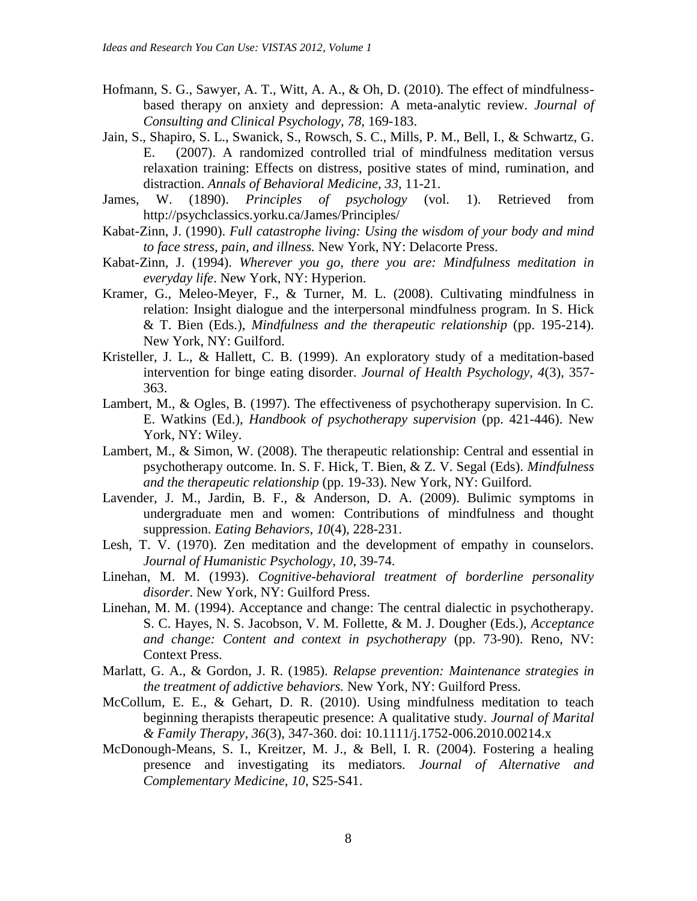Hofmann, S. G., Sawyer, A. T., Witt, A. A., & Oh, D. (2010). The effect of mindfulness-based therapy on anxiety and depression: A meta-analytic review. *Journal of Consulting and Clinical Psychology, 78*, 169-183.

Jain, S., Shapiro, S. L., Swanick, S., Rowsch, S. C., Mills, P. M., Bell, I., & Schwartz, G. E. (2007). A randomized controlled trial of mindfulness meditation versus relaxation training: Effects on distress, positive states of mind, rumination, and distraction. *Annals of Behavioral Medicine, 33,* 11-21.

James, W. (1890). *Principles of psychology* (vol. 1). Retrieved from http://psychclassics.yorku.ca/James/Principles/

Kabat-Zinn, J. (1990). *Full catastrophe living: Using the wisdom of your body and mind to face stress, pain, and illness.* New York, NY: Delacorte Press.

Kabat-Zinn, J. (1994). *Wherever you go, there you are: Mindfulness meditation in everyday life*. New York, NY: Hyperion.

Kramer, G., Meleo-Meyer, F., & Turner, M. L. (2008). Cultivating mindfulness in relation: Insight dialogue and the interpersonal mindfulness program. In S. Hick & T. Bien (Eds.), *Mindfulness and the therapeutic relationship* (pp. 195-214). New York, NY: Guilford.

Kristeller, J. L., & Hallett, C. B. (1999). An exploratory study of a meditation-based intervention for binge eating disorder. *Journal of Health Psychology*, *4*(3), 357-363.

Lambert, M., & Ogles, B. (1997). The effectiveness of psychotherapy supervision. In C. E. Watkins (Ed.), *Handbook of psychotherapy supervision* (pp. 421-446). New York, NY: Wiley.

Lambert, M., & Simon, W. (2008). The therapeutic relationship: Central and essential in psychotherapy outcome. In. S. F. Hick, T. Bien, & Z. V. Segal (Eds). *Mindfulness and the therapeutic relationship* (pp. 19-33). New York, NY: Guilford.

Lavender, J. M., Jardin, B. F., & Anderson, D. A. (2009). Bulimic symptoms in undergraduate men and women: Contributions of mindfulness and thought suppression. *Eating Behaviors, 10*(4), 228-231.

Lesh, T. V. (1970). Zen meditation and the development of empathy in counselors. *Journal of Humanistic Psychology, 10*, 39-74.

Linehan, M. M. (1993). *Cognitive-behavioral treatment of borderline personality disorder*. New York, NY: Guilford Press.

Linehan, M. M. (1994). Acceptance and change: The central dialectic in psychotherapy. S. C. Hayes, N. S. Jacobson, V. M. Follette, & M. J. Dougher (Eds.), *Acceptance and change: Content and context in psychotherapy* (pp. 73-90). Reno, NV: Context Press.

Marlatt, G. A., & Gordon, J. R. (1985). *Relapse prevention: Maintenance strategies in the treatment of addictive behaviors.* New York, NY: Guilford Press.

McCollum, E. E., & Gehart, D. R. (2010). Using mindfulness meditation to teach beginning therapists therapeutic presence: A qualitative study. *Journal of Marital & Family Therapy*, *36*(3), 347-360. doi: 10.1111/j.1752-006.2010.00214.x

McDonough-Means, S. I., Kreitzer, M. J., & Bell, I. R. (2004). Fostering a healing presence and investigating its mediators. *Journal of Alternative and Complementary Medicine, 10*, S25-S41.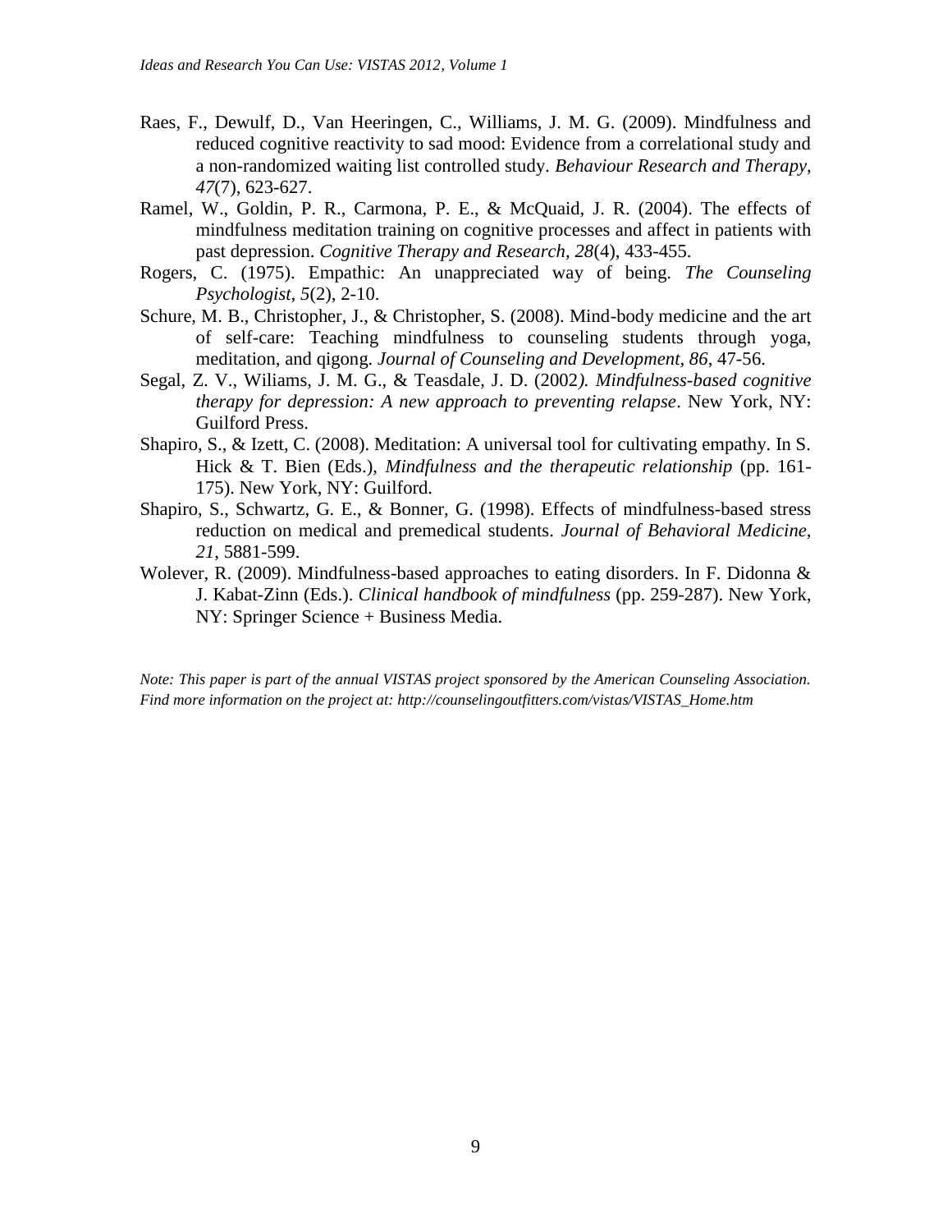Raes, F., Dewulf, D., Van Heeringen, C., Williams, J. M. G. (2009). Mindfulness and reduced cognitive reactivity to sad mood: Evidence from a correlational study and a non-randomized waiting list controlled study. *Behaviour Research and Therapy, 47*(7), 623-627.

Ramel, W., Goldin, P. R., Carmona, P. E., & McQuaid, J. R. (2004). The effects of mindfulness meditation training on cognitive processes and affect in patients with past depression. *Cognitive Therapy and Research, 28*(4), 433-455.

Rogers, C. (1975). Empathic: An unappreciated way of being. *The Counseling Psychologist, 5*(2), 2-10.

Schure, M. B., Christopher, J., & Christopher, S. (2008). Mind-body medicine and the art of self-care: Teaching mindfulness to counseling students through yoga, meditation, and qigong. *Journal of Counseling and Development, 86*, 47-56.

Segal, Z. V., Wiliams, J. M. G., & Teasdale, J. D. (2002*). Mindfulness-based cognitive therapy for depression: A new approach to preventing relapse*. New York, NY: Guilford Press.

Shapiro, S., & Izett, C. (2008). Meditation: A universal tool for cultivating empathy. In S. Hick & T. Bien (Eds.), *Mindfulness and the therapeutic relationship* (pp. 161-175). New York, NY: Guilford.

Shapiro, S., Schwartz, G. E., & Bonner, G. (1998). Effects of mindfulness-based stress reduction on medical and premedical students. *Journal of Behavioral Medicine, 21*, 5881-599.

Wolever, R. (2009). Mindfulness-based approaches to eating disorders. In F. Didonna & J. Kabat-Zinn (Eds.). *Clinical handbook of mindfulness* (pp. 259-287). New York, NY: Springer Science + Business Media.

*Note: This paper is part of the annual VISTAS project sponsored by the American Counseling Association. Find more information on the project at: http://counselingoutfitters.com/vistas/VISTAS_Home.htm*